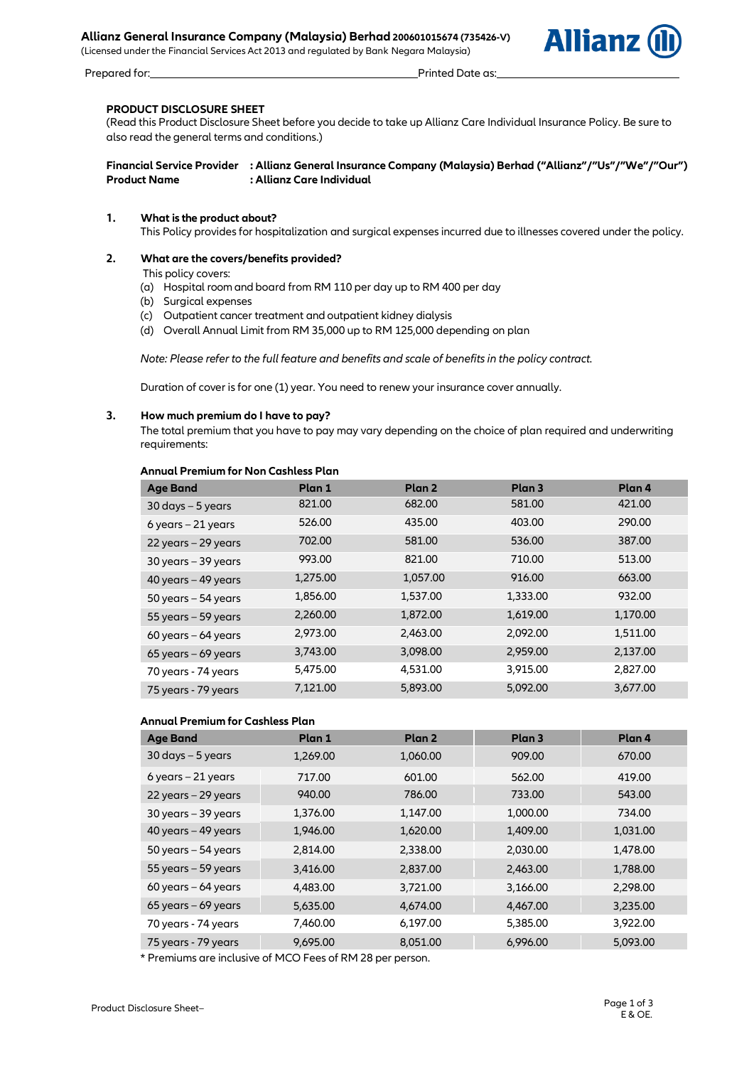**Allianz General Insurance Company (Malaysia) Berhad 200601015674 (735426-V)**
(Licensed under the Financial Services Act 2013 and regulated by Bank Negara Malaysia)

Prepared for:\_\_\_\_\_\_\_\_\_\_\_\_\_\_\_\_\_\_\_\_\_\_\_\_\_\_\_\_\_\_\_\_ Printed Date as:\_\_\_\_\_\_\_\_\_\_\_\_\_\_\_\_\_\_\_\_\_\_\_\_

**PRODUCT DISCLOSURE SHEET**
(Read this Product Disclosure Sheet before you decide to take up Allianz Care Individual Insurance Policy. Be sure to also read the general terms and conditions.)

**Financial Service Provider : Allianz General Insurance Company (Malaysia) Berhad ("Allianz"/"Us"/"We"/"Our")**
**Product Name : Allianz Care Individual**

## 1. What is the product about?

This Policy provides for hospitalization and surgical expenses incurred due to illnesses covered under the policy.

## 2. What are the covers/benefits provided?

This policy covers:

(a) Hospital room and board from RM 110 per day up to RM 400 per day
(b) Surgical expenses
(c) Outpatient cancer treatment and outpatient kidney dialysis
(d) Overall Annual Limit from RM 35,000 up to RM 125,000 depending on plan

*Note: Please refer to the full feature and benefits and scale of benefits in the policy contract.*

Duration of cover is for one (1) year. You need to renew your insurance cover annually.

## 3. How much premium do I have to pay?

The total premium that you have to pay may vary depending on the choice of plan required and underwriting requirements:

**Annual Premium for Non Cashless Plan**

| Age Band | Plan 1 | Plan 2 | Plan 3 | Plan 4 |
|---|---|---|---|---|
| 30 days – 5 years | 821.00 | 682.00 | 581.00 | 421.00 |
| 6 years – 21 years | 526.00 | 435.00 | 403.00 | 290.00 |
| 22 years – 29 years | 702.00 | 581.00 | 536.00 | 387.00 |
| 30 years – 39 years | 993.00 | 821.00 | 710.00 | 513.00 |
| 40 years – 49 years | 1,275.00 | 1,057.00 | 916.00 | 663.00 |
| 50 years – 54 years | 1,856.00 | 1,537.00 | 1,333.00 | 932.00 |
| 55 years – 59 years | 2,260.00 | 1,872.00 | 1,619.00 | 1,170.00 |
| 60 years – 64 years | 2,973.00 | 2,463.00 | 2,092.00 | 1,511.00 |
| 65 years – 69 years | 3,743.00 | 3,098.00 | 2,959.00 | 2,137.00 |
| 70 years - 74 years | 5,475.00 | 4,531.00 | 3,915.00 | 2,827.00 |
| 75 years - 79 years | 7,121.00 | 5,893.00 | 5,092.00 | 3,677.00 |

**Annual Premium for Cashless Plan**

| Age Band | Plan 1 | Plan 2 | Plan 3 | Plan 4 |
|---|---|---|---|---|
| 30 days – 5 years | 1,269.00 | 1,060.00 | 909.00 | 670.00 |
| 6 years – 21 years | 717.00 | 601.00 | 562.00 | 419.00 |
| 22 years – 29 years | 940.00 | 786.00 | 733.00 | 543.00 |
| 30 years – 39 years | 1,376.00 | 1,147.00 | 1,000.00 | 734.00 |
| 40 years – 49 years | 1,946.00 | 1,620.00 | 1,409.00 | 1,031.00 |
| 50 years – 54 years | 2,814.00 | 2,338.00 | 2,030.00 | 1,478.00 |
| 55 years – 59 years | 3,416.00 | 2,837.00 | 2,463.00 | 1,788.00 |
| 60 years – 64 years | 4,483.00 | 3,721.00 | 3,166.00 | 2,298.00 |
| 65 years – 69 years | 5,635.00 | 4,674.00 | 4,467.00 | 3,235.00 |
| 70 years - 74 years | 7,460.00 | 6,197.00 | 5,385.00 | 3,922.00 |
| 75 years - 79 years | 9,695.00 | 8,051.00 | 6,996.00 | 5,093.00 |

\* Premiums are inclusive of MCO Fees of RM 28 per person.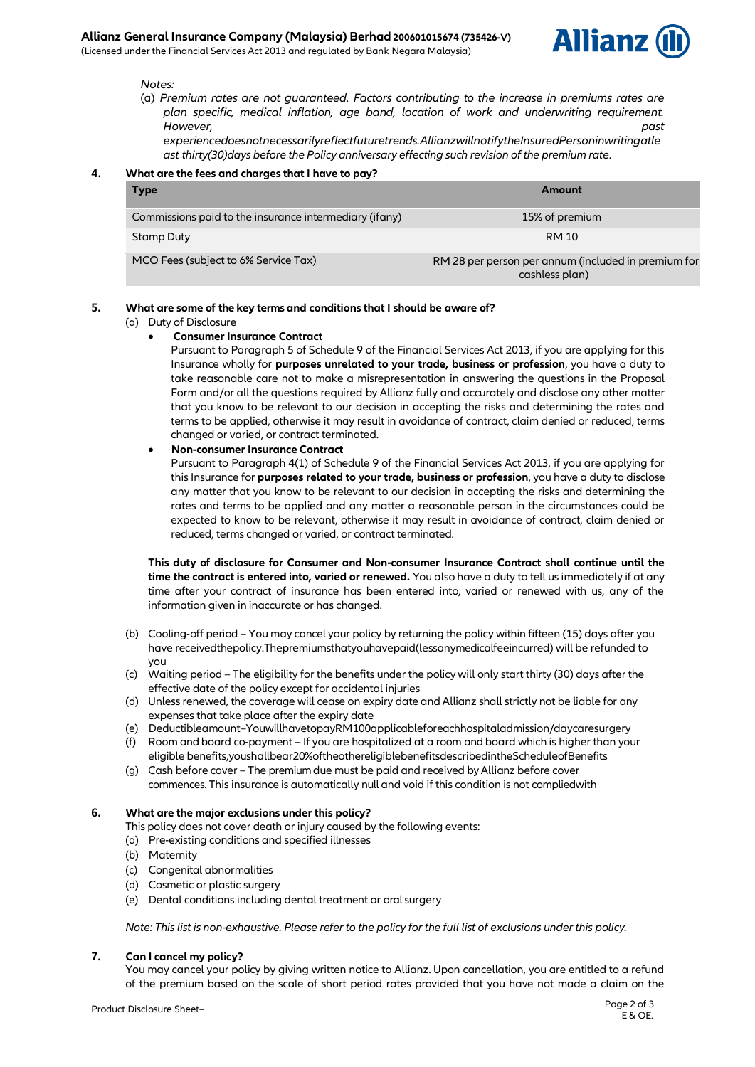*Notes:*

(a) *Premium rates are not guaranteed. Factors contributing to the increase in premiums rates are plan specific, medical inflation, age band, location of work and underwriting requirement. However, past experiencedoesnotnecessarilyreflectfuturetrends.AllianzwillnotifytheInsuredPersoninwritingatleast thirty(30)days before the Policy anniversary effecting such revision of the premium rate.*

**4. What are the fees and charges that I have to pay?**

| Type | Amount |
|---|---|
| Commissions paid to the insurance intermediary (ifany) | 15% of premium |
| Stamp Duty | RM 10 |
| MCO Fees (subject to 6% Service Tax) | RM 28 per person per annum (included in premium for cashless plan) |

**5. What are some of the key terms and conditions that I should be aware of?**

(a) Duty of Disclosure

- **Consumer Insurance Contract**
  Pursuant to Paragraph 5 of Schedule 9 of the Financial Services Act 2013, if you are applying for this Insurance wholly for **purposes unrelated to your trade, business or profession**, you have a duty to take reasonable care not to make a misrepresentation in answering the questions in the Proposal Form and/or all the questions required by Allianz fully and accurately and disclose any other matter that you know to be relevant to our decision in accepting the risks and determining the rates and terms to be applied, otherwise it may result in avoidance of contract, claim denied or reduced, terms changed or varied, or contract terminated.
- **Non-consumer Insurance Contract**
  Pursuant to Paragraph 4(1) of Schedule 9 of the Financial Services Act 2013, if you are applying for this Insurance for **purposes related to your trade, business or profession**, you have a duty to disclose any matter that you know to be relevant to our decision in accepting the risks and determining the rates and terms to be applied and any matter a reasonable person in the circumstances could be expected to know to be relevant, otherwise it may result in avoidance of contract, claim denied or reduced, terms changed or varied, or contract terminated.

**This duty of disclosure for Consumer and Non-consumer Insurance Contract shall continue until the time the contract is entered into, varied or renewed.** You also have a duty to tell us immediately if at any time after your contract of insurance has been entered into, varied or renewed with us, any of the information given in inaccurate or has changed.

(b) Cooling-off period – You may cancel your policy by returning the policy within fifteen (15) days after you have receivedthepolicy.Thepremiumsthatyouhavepaid(lessanymedicalfeeincurred) will be refunded to you

(c) Waiting period – The eligibility for the benefits under the policy will only start thirty (30) days after the effective date of the policy except for accidental injuries

(d) Unless renewed, the coverage will cease on expiry date and Allianz shall strictly not be liable for any expenses that take place after the expiry date

(e) Deductibleamount–YouwillhavetopayRM100applicableforeachhospitaladmission/daycaresurgery

(f) Room and board co-payment – If you are hospitalized at a room and board which is higher than your eligible benefits,youshallbear20%oftheothereligiblebenefitsdescribedintheScheduleofBenefits

(g) Cash before cover – The premium due must be paid and received by Allianz before cover commences. This insurance is automatically null and void if this condition is not compliedwith

**6. What are the major exclusions under this policy?**

This policy does not cover death or injury caused by the following events:

(a) Pre-existing conditions and specified illnesses
(b) Maternity
(c) Congenital abnormalities
(d) Cosmetic or plastic surgery
(e) Dental conditions including dental treatment or oral surgery

*Note: This list is non-exhaustive. Please refer to the policy for the full list of exclusions under this policy.*

**7. Can I cancel my policy?**

You may cancel your policy by giving written notice to Allianz. Upon cancellation, you are entitled to a refund of the premium based on the scale of short period rates provided that you have not made a claim on the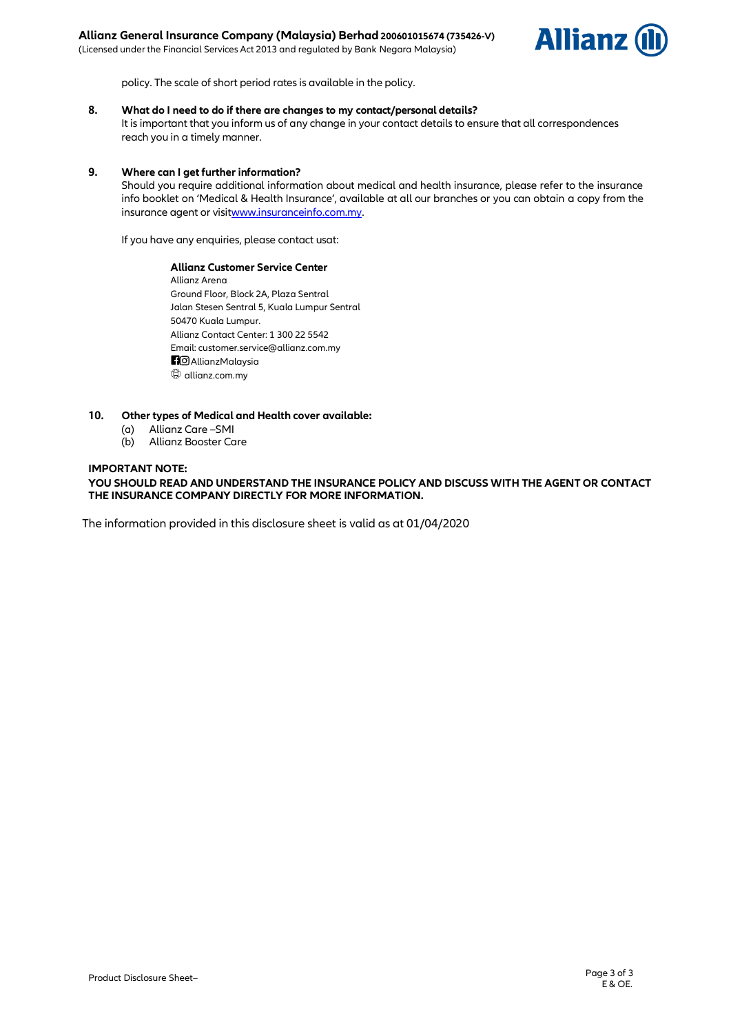policy. The scale of short period rates is available in the policy.

**8. What do I need to do if there are changes to my contact/personal details?**

It is important that you inform us of any change in your contact details to ensure that all correspondences reach you in a timely manner.

**9. Where can I get further information?**

Should you require additional information about medical and health insurance, please refer to the insurance info booklet on 'Medical & Health Insurance', available at all our branches or you can obtain a copy from the insurance agent or visitwww.insuranceinfo.com.my.

If you have any enquiries, please contact usat:

**Allianz Customer Service Center**
Allianz Arena
Ground Floor, Block 2A, Plaza Sentral
Jalan Stesen Sentral 5, Kuala Lumpur Sentral
50470 Kuala Lumpur.
Allianz Contact Center: 1 300 22 5542
Email: customer.service@allianz.com.my
AllianzMalaysia
allianz.com.my

**10. Other types of Medical and Health cover available:**

(a) Allianz Care –SMI
(b) Allianz Booster Care

**IMPORTANT NOTE:**
**YOU SHOULD READ AND UNDERSTAND THE INSURANCE POLICY AND DISCUSS WITH THE AGENT OR CONTACT THE INSURANCE COMPANY DIRECTLY FOR MORE INFORMATION.**

The information provided in this disclosure sheet is valid as at 01/04/2020

E & OE.